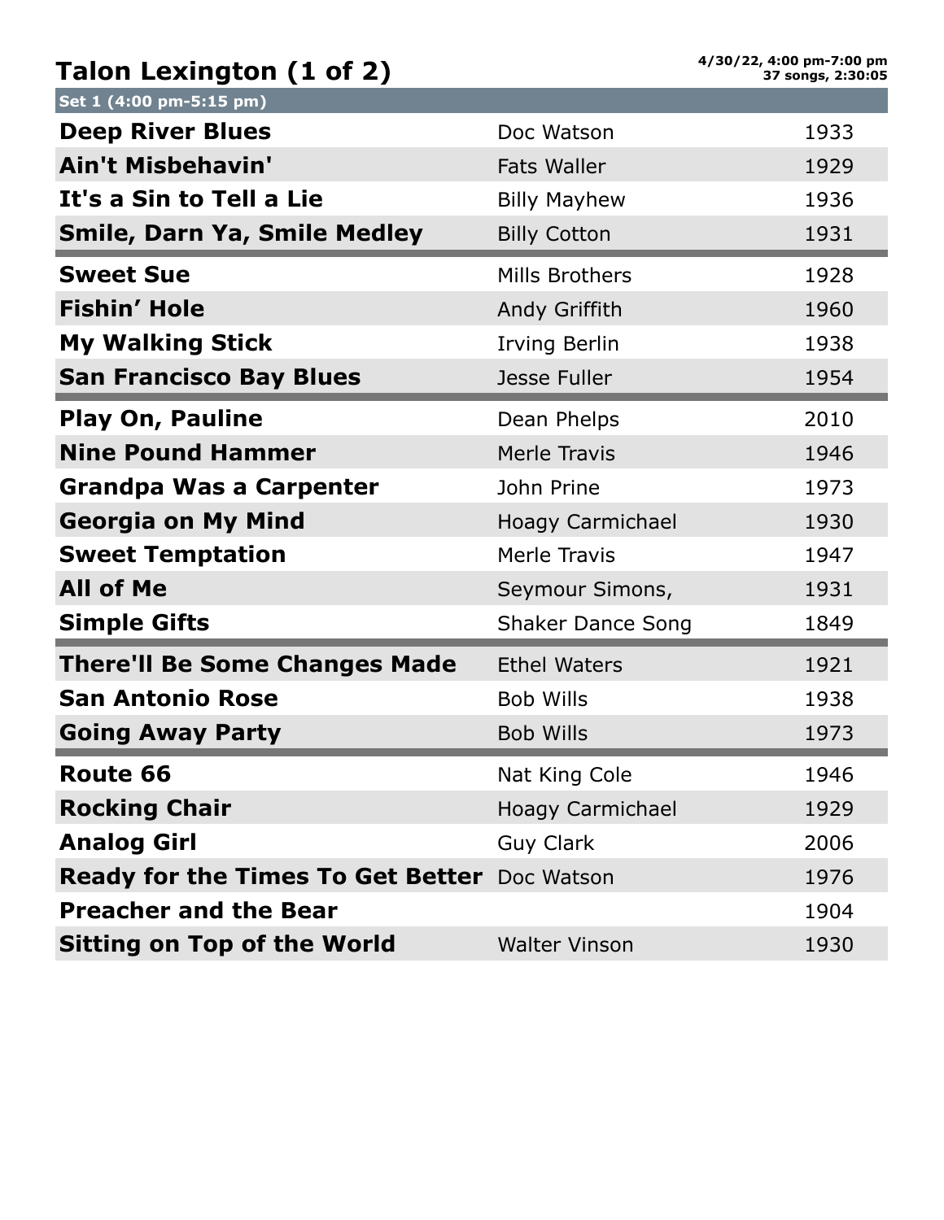# Talon Lexington (1 of 2)

**4/30/22, 4:00 pm-7:00 pm**
**37 songs, 2:30:05**

## Set 1 (4:00 pm-5:15 pm)

| Song | Artist | Year |
|---|---|---|
| **Deep River Blues** | Doc Watson | 1933 |
| **Ain't Misbehavin'** | Fats Waller | 1929 |
| **It's a Sin to Tell a Lie** | Billy Mayhew | 1936 |
| **Smile, Darn Ya, Smile Medley** | Billy Cotton | 1931 |
| **Sweet Sue** | Mills Brothers | 1928 |
| **Fishin' Hole** | Andy Griffith | 1960 |
| **My Walking Stick** | Irving Berlin | 1938 |
| **San Francisco Bay Blues** | Jesse Fuller | 1954 |
| **Play On, Pauline** | Dean Phelps | 2010 |
| **Nine Pound Hammer** | Merle Travis | 1946 |
| **Grandpa Was a Carpenter** | John Prine | 1973 |
| **Georgia on My Mind** | Hoagy Carmichael | 1930 |
| **Sweet Temptation** | Merle Travis | 1947 |
| **All of Me** | Seymour Simons, | 1931 |
| **Simple Gifts** | Shaker Dance Song | 1849 |
| **There'll Be Some Changes Made** | Ethel Waters | 1921 |
| **San Antonio Rose** | Bob Wills | 1938 |
| **Going Away Party** | Bob Wills | 1973 |
| **Route 66** | Nat King Cole | 1946 |
| **Rocking Chair** | Hoagy Carmichael | 1929 |
| **Analog Girl** | Guy Clark | 2006 |
| **Ready for the Times To Get Better** | Doc Watson | 1976 |
| **Preacher and the Bear** | | 1904 |
| **Sitting on Top of the World** | Walter Vinson | 1930 |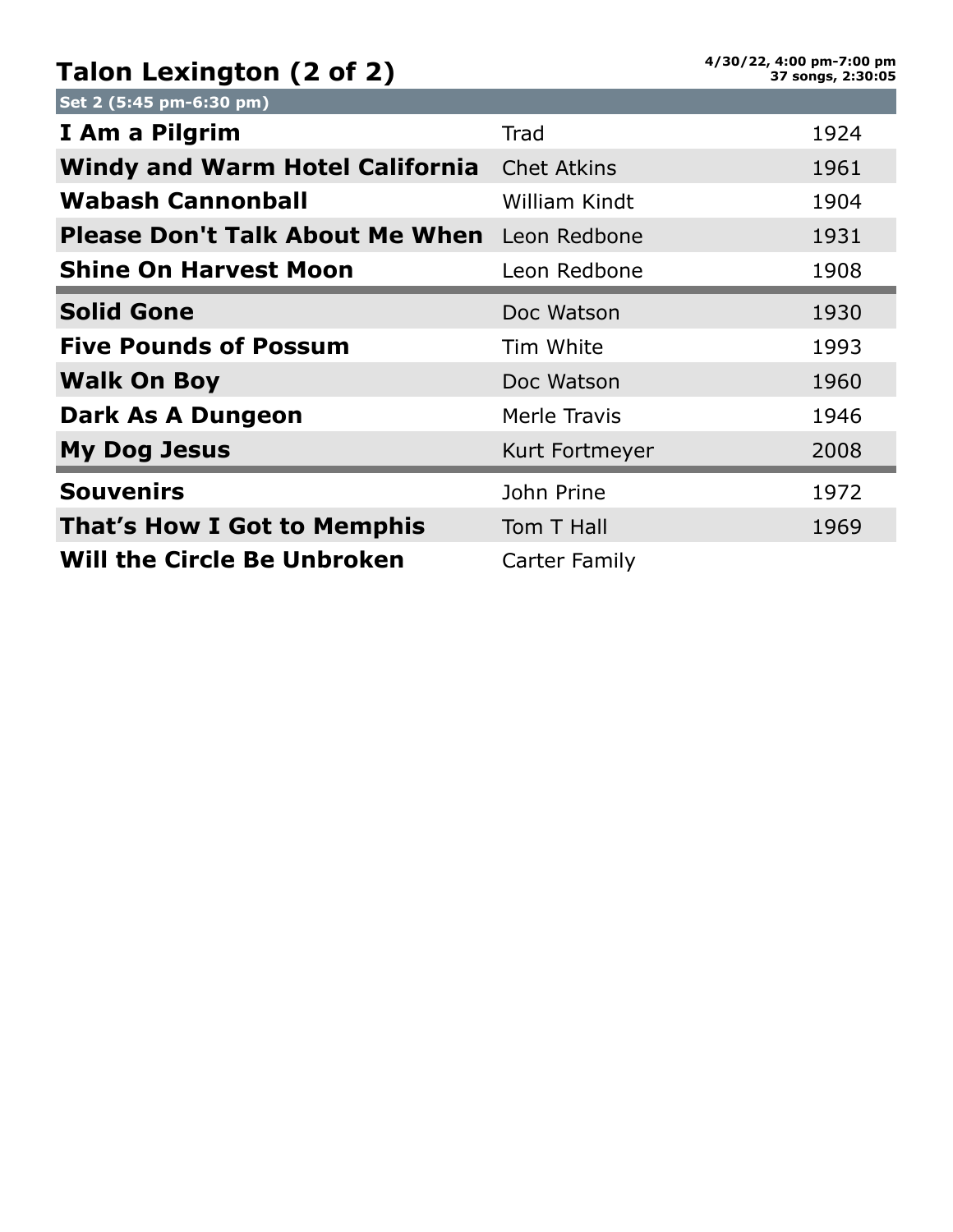# Talon Lexington (2 of 2)

4/30/22, 4:00 pm-7:00 pm
37 songs, 2:30:05

| Set 2 (5:45 pm-6:30 pm) | | |
|---|---|---|
| **I Am a Pilgrim** | Trad | 1924 |
| **Windy and Warm Hotel California** | Chet Atkins | 1961 |
| **Wabash Cannonball** | William Kindt | 1904 |
| **Please Don't Talk About Me When** | Leon Redbone | 1931 |
| **Shine On Harvest Moon** | Leon Redbone | 1908 |
| **Solid Gone** | Doc Watson | 1930 |
| **Five Pounds of Possum** | Tim White | 1993 |
| **Walk On Boy** | Doc Watson | 1960 |
| **Dark As A Dungeon** | Merle Travis | 1946 |
| **My Dog Jesus** | Kurt Fortmeyer | 2008 |
| **Souvenirs** | John Prine | 1972 |
| **That's How I Got to Memphis** | Tom T Hall | 1969 |
| **Will the Circle Be Unbroken** | Carter Family | |